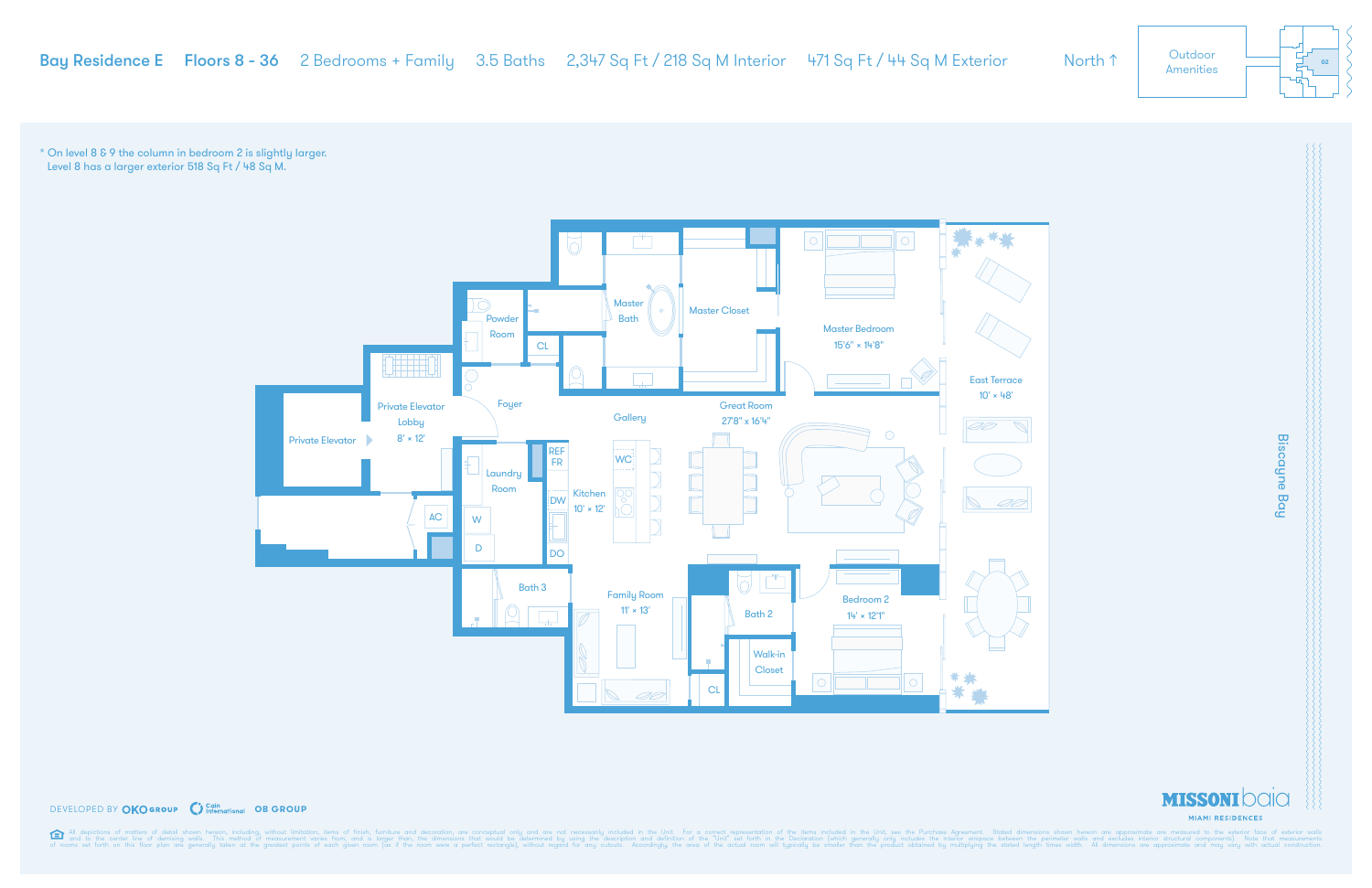# Bay Residence E

**Floors 8 - 36** | 2 Bedrooms + Family | 3.5 Baths | 2,347 Sq Ft / 218 Sq M Interior | 471 Sq Ft / 44 Sq M Exterior

North ↑

Outdoor Amenities

02

* On level 8 & 9 the column in bedroom 2 is slightly larger.
Level 8 has a larger exterior 518 Sq Ft / 48 Sq M.

Private Elevator

Private Elevator Lobby 8' × 12'

Powder Room

CL

Foyer

Master Bath

Master Closet

Master Bedroom 15'6" × 14'8"

East Terrace 10' × 48'

Gallery

Great Room 27'8" × 16'4"

Laundry Room

REF FR

WC

Kitchen 10' × 12'

DW

AC

W

D

DO

Bath 3

Family Room 11' × 13'

Bath 2

Bedroom 2 14' × 12'1"

Walk-in Closet

CL

Biscayne Bay

DEVELOPED BY OKO GROUP | Cain International | OB GROUP

MISSONI baia
MIAMI RESIDENCES

All depictions of matters of detail shown hereon, including, without limitation, items of finish, furniture and decoration, are conceptual only and are not necessarily included in the Unit. For a correct representation of the items included in the Unit, see the Purchase Agreement. Stated dimensions shown hereon are approximate are measured to the exterior faces of exterior walls and to the center line of demising walls. This method of measurement varies from, and is larger than, the dimensions that would be determined by using the description and definition of the "Unit" set forth in the Declaration (which generally only includes the interior airspace between the perimeter walls and excludes interior structural components). Note that measurements of rooms set forth on this floor plan are generally taken at the greatest points of each given room (as if the room were a perfect rectangle), without regard for any cutouts. Accordingly, the area of the actual room will typically be smaller than the product obtained by multiplying the stated length times width. All dimensions are approximate and may vary with actual construction.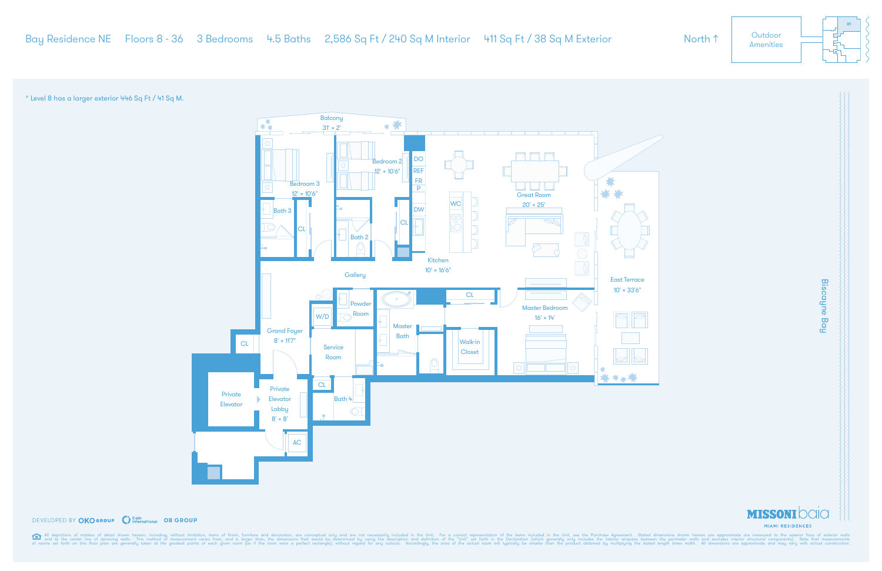Bay Residence NE | Floors 8 - 36 | 3 Bedrooms | 4.5 Baths | 2,586 Sq Ft / 240 Sq M Interior | 411 Sq Ft / 38 Sq M Exterior

North ↑

Outdoor Amenities

01

* Level 8 has a larger exterior 446 Sq Ft / 41 Sq M.

Balcony 31' × 2'

Bedroom 3 12' × 10'6"

Bedroom 2 12' × 10'6"

Bath 3

CL

Bath 2

CL

DO

REF

FR

P

DW

WC

Kitchen 10' × 16'6"

Great Room 20' × 25'

East Terrace 10' × 33'6"

Gallery

Powder Room

W/D

CL

Master Bath

Walk-in Closet

Master Bedroom 16' × 14'

Grand Foyer 8' × 11'7"

CL

Service Room

Private Elevator

Private Elevator Lobby 8' × 8'

CL

Bath 4

AC

Biscayne Bay

DEVELOPED BY OKO GROUP | Cain International | OB GROUP

MISSONI baia MIAMI RESIDENCES

All depictions of matters of detail shown hereon, including, without limitation, items of finish, furniture and decoration, are conceptual only and are not necessarily included in the Unit. For a correct representation of the items included in the Unit, see the Purchase Agreement. Stated dimensions shown hereon are approximate are measured to the exterior face of exterior walls and to the center line of demising walls. This method of measurement varies from, and is larger than, the dimensions that would be determined by using the description and definition of the "Unit" set forth in the Declaration (which generally only includes the interior airspace between the perimeter walls and excludes interior structural components). Note that measurements of rooms set forth on this floor plan are generally taken at the greatest points of each given room (as if the room were a perfect rectangle), without regard for any cutouts. Accordingly, the area of the actual room will typically be smaller than the product obtained by multiplying the stated length times width. All dimensions are approximate and may vary with actual construction.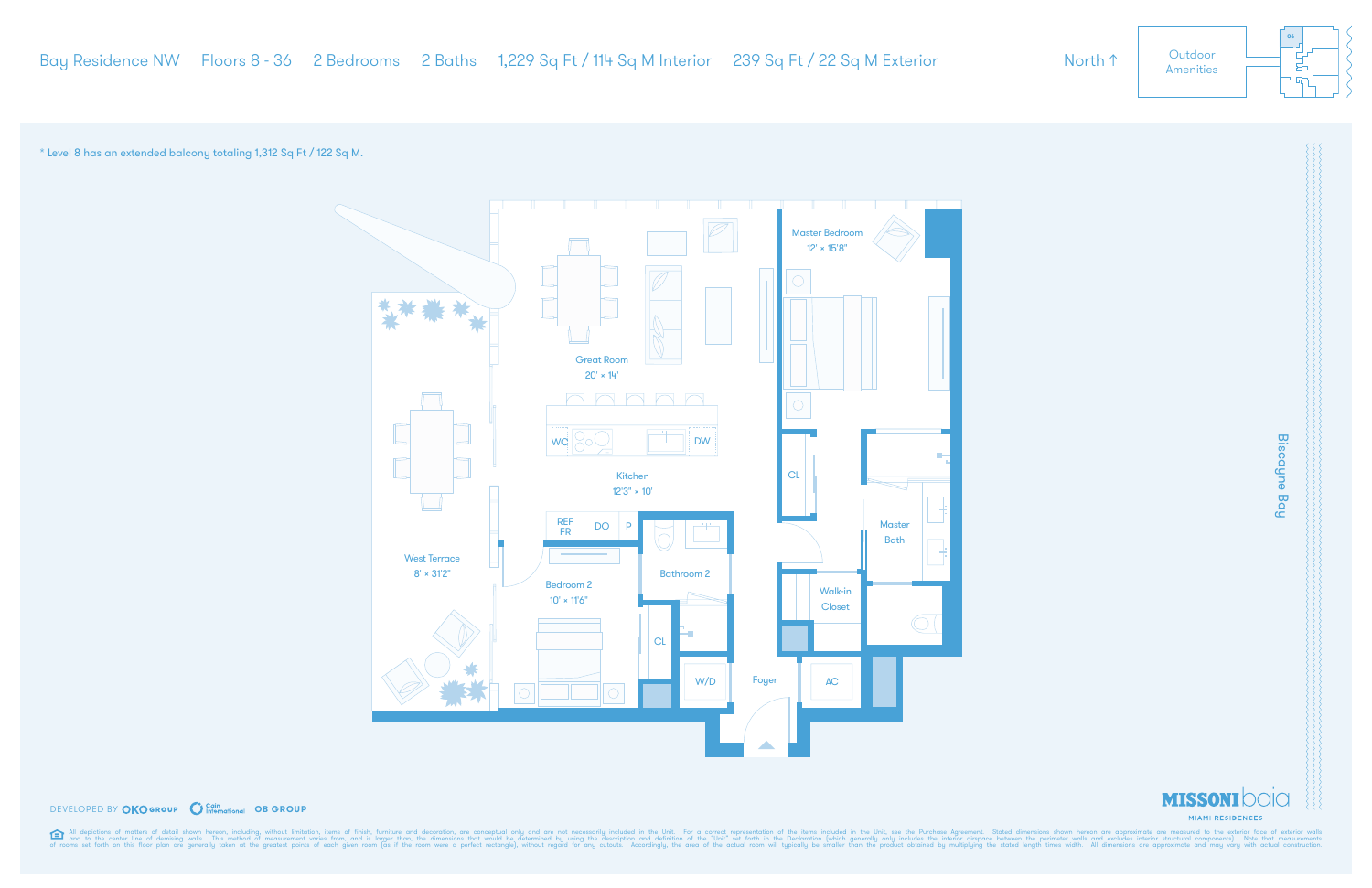Bay Residence NW | Floors 8 - 36 | 2 Bedrooms | 2 Baths | 1,229 Sq Ft / 114 Sq M Interior | 239 Sq Ft / 22 Sq M Exterior

North ↑

Outdoor Amenities

\* Level 8 has an extended balcony totaling 1,312 Sq Ft / 122 Sq M.

Great Room
20' × 14'

Master Bedroom
12' × 15'8"

Kitchen
12'3" × 10'

WC

DW

REF FR

DO

P

CL

Master Bath

West Terrace
8' × 31'2"

Bedroom 2
10' × 11'6"

Bathroom 2

Walk-in Closet

CL

W/D

Foyer

AC

Biscayne Bay

DEVELOPED BY OKO GROUP | Cain International | OB GROUP

MISSONI baia
MIAMI RESIDENCES

All depictions of matters of detail shown hereon, including, without limitation, items of finish, furniture and decoration, are conceptual only and are not necessarily included in the Unit. For a correct representation of the items included in the Unit, see the Purchase Agreement. Stated dimensions shown hereon are approximate are measured to the exterior face of exterior walls and to the center line of demising walls. This method of measurement varies from, and is larger than, the dimensions that would be determined by using the description and definition of the "Unit" set forth in the Declaration (which generally only includes the interior airspace between the perimeter walls and excludes interior structural components). Note that measurements of rooms set forth on this floor plan are generally taken at the greatest points of each given room (as if the room were a perfect rectangle), without regard for any cutouts. Accordingly, the area of the actual room will typically be smaller than the product obtained by multiplying the stated length times width. All dimensions are approximate and may vary with actual construction.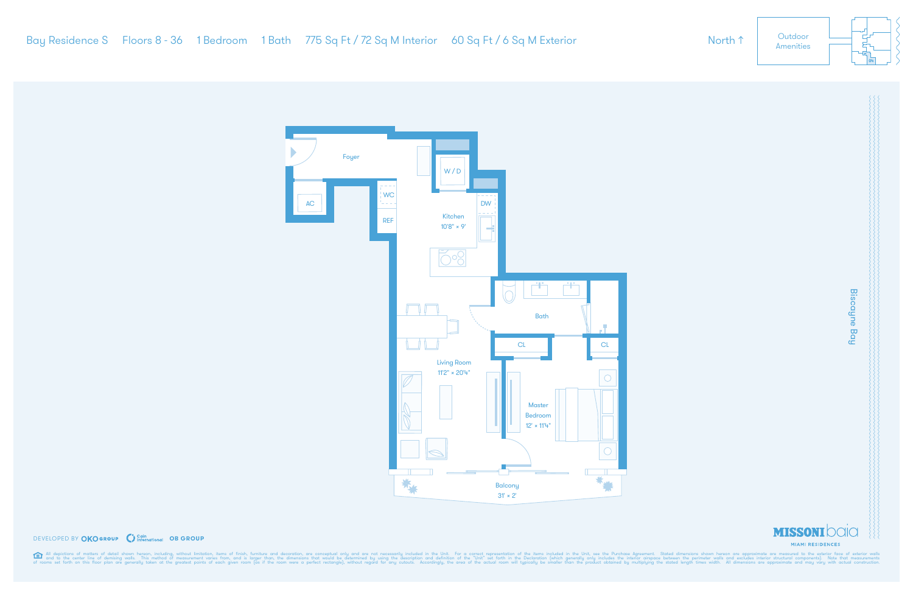Bay Residence S | Floors 8 - 36 | 1 Bedroom | 1 Bath | 775 Sq Ft / 72 Sq M Interior | 60 Sq Ft / 6 Sq M Exterior

North ↑

Outdoor Amenities

Foyer

AC

WC

REF

W / D

DW

Kitchen
10'8" × 9'

Bath

CL

CL

Living Room
11'2" × 20'4"

Master Bedroom
12' × 11'4"

Balcony
31' × 2'

Biscayne Bay

DEVELOPED BY OKO GROUP Cain International OB GROUP

MISSONI baia
MIAMI RESIDENCES

All depictions of matters of detail shown hereon, including, without limitation, items of finish, furniture and decoration, are conceptual only and are not necessarily included in the Unit. For a correct representation of the items included in the Unit, see the Purchase Agreement. Stated dimensions shown hereon are approximate are measured to the exterior face of exterior walls and to the center line of demising walls. This method of measurement varies from, and is larger than, the dimensions that would be determined by using the description and definition of the "Unit" set forth in the Declaration (which generally only includes the interior airspace between the perimeter walls and excludes interior structural components). Note that measurements of rooms set forth on this floor plan are generally taken at the greatest points of each given room (as if the room were a perfect rectangle), without regard for any cutouts. Accordingly, the area of the actual room will typically be smaller than the product obtained by multiplying the stated length times width. All dimensions are approximate and may vary with actual construction.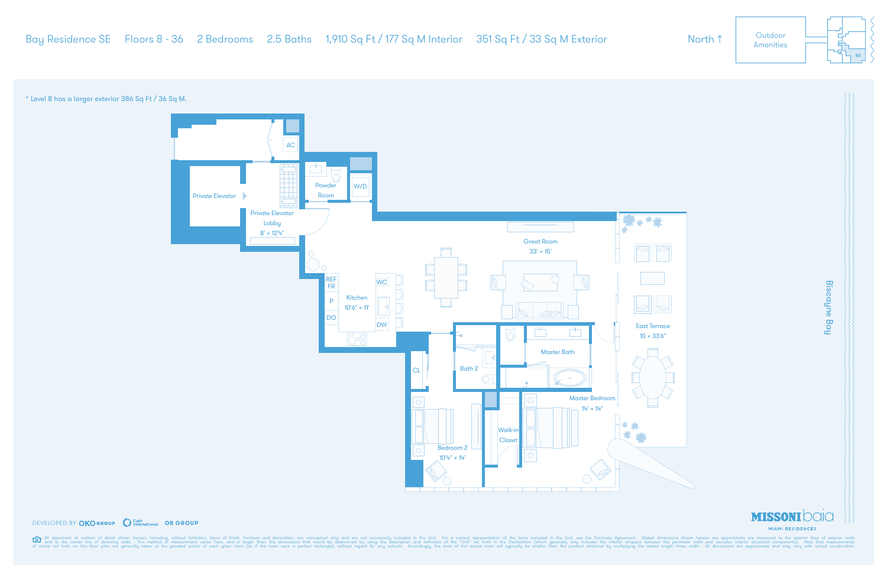Bay Residence SE | Floors 8 - 36 | 2 Bedrooms | 2.5 Baths | 1,910 Sq Ft / 177 Sq M Interior | 351 Sq Ft / 33 Sq M Exterior

North ↑

Outdoor Amenities

\* Level 8 has a larger exterior 386 Sq Ft / 36 Sq M.

AC

Private Elevator

Private Elevator Lobby
8' × 12'4"

Powder Room

W/D

Great Room
33' × 15'

REF FR

P

DO

Kitchen
10'6" × 11'

WC

DW

East Terrace
10 × 33'6"

Biscayne Bay

CL

Bath 2

Master Bath

Master Bedroom
14' × 14"

Walk-in Closet

Bedroom 2
10'4" × 14'

DEVELOPED BY OKO GROUP | Cain International | OB GROUP

MISSONI baia
MIAMI RESIDENCES

All depictions of matters of detail shown hereon, including, without limitation, items of finish, furniture and decoration, are conceptual only and are not necessarily included in the Unit. For a correct representation of the items included in the Unit, see the Purchase Agreement. Stated dimensions shown hereon are approximate are measured to the exterior face of exterior walls and to the center line of demising walls. This method of measurement varies from, and is larger than, the dimensions that would be determined by using the description and definition of the "Unit" set forth in the Declaration (which generally only includes the interior airspace between the perimeter walls and excludes interior structural components). Note that measurements of rooms set forth on this floor plan are generally taken at the greatest points of each given room (as if the room were a perfect rectangle), without regard for any cutouts. Accordingly, the area of the actual room will typically be smaller than the product obtained by multiplying the stated length times width. All dimensions are approximate and may vary with actual construction.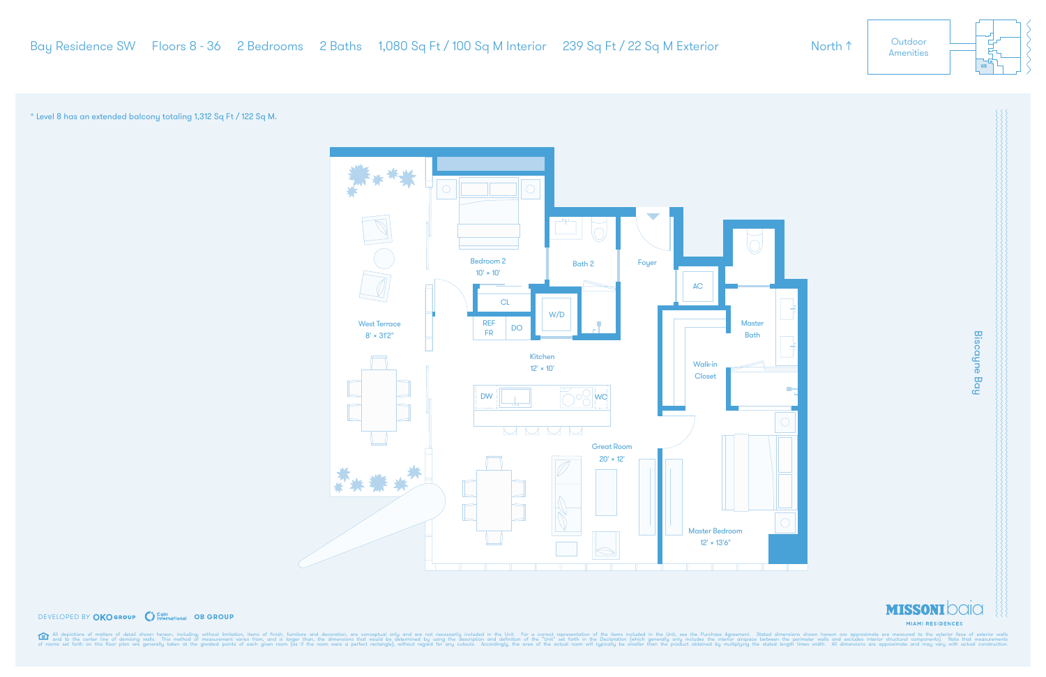Bay Residence SW | Floors 8 - 36 | 2 Bedrooms | 2 Baths | 1,080 Sq Ft / 100 Sq M Interior | 239 Sq Ft / 22 Sq M Exterior

North ↑

Outdoor Amenities

\* Level 8 has an extended balcony totaling 1,312 Sq Ft / 122 Sq M.

Bedroom 2
10' × 10'

Bath 2

Foyer

AC

Master Bath

CL

W/D

REF FR

DO

West Terrace
8' × 31'2"

Kitchen
12' × 10'

Walk-in Closet

DW

WC

Great Room
20' × 12'

Master Bedroom
12' × 13'6"

Biscayne Bay

DEVELOPED BY OKO GROUP | Cain International | OB GROUP

MISSONI baia
MIAMI RESIDENCES

All depictions of matters of detail shown hereon, including, without limitation, items of finish, furniture and decoration, are conceptual only and are not necessarily included in the Unit. For a correct representation of the items included in the Unit, see the Purchase Agreement. Stated dimensions shown hereon are approximate are measured to the exterior face of exterior walls and to the center line of demising walls. This method of measurement varies from, and is larger than, the dimensions that would be determined by using the description and definition of the "Unit" set forth in the Declaration (which generally only includes the interior airspace between the perimeter walls and excludes interior structural components). Note that measurements of rooms set forth on this floor plan are generally taken at the greatest points of each given room (as if the room were a perfect rectangle), without regard for any cutouts. Accordingly, the area of the actual room will typically be smaller than the product obtained by multiplying the stated length times width. All dimensions are approximate and may vary with actual construction.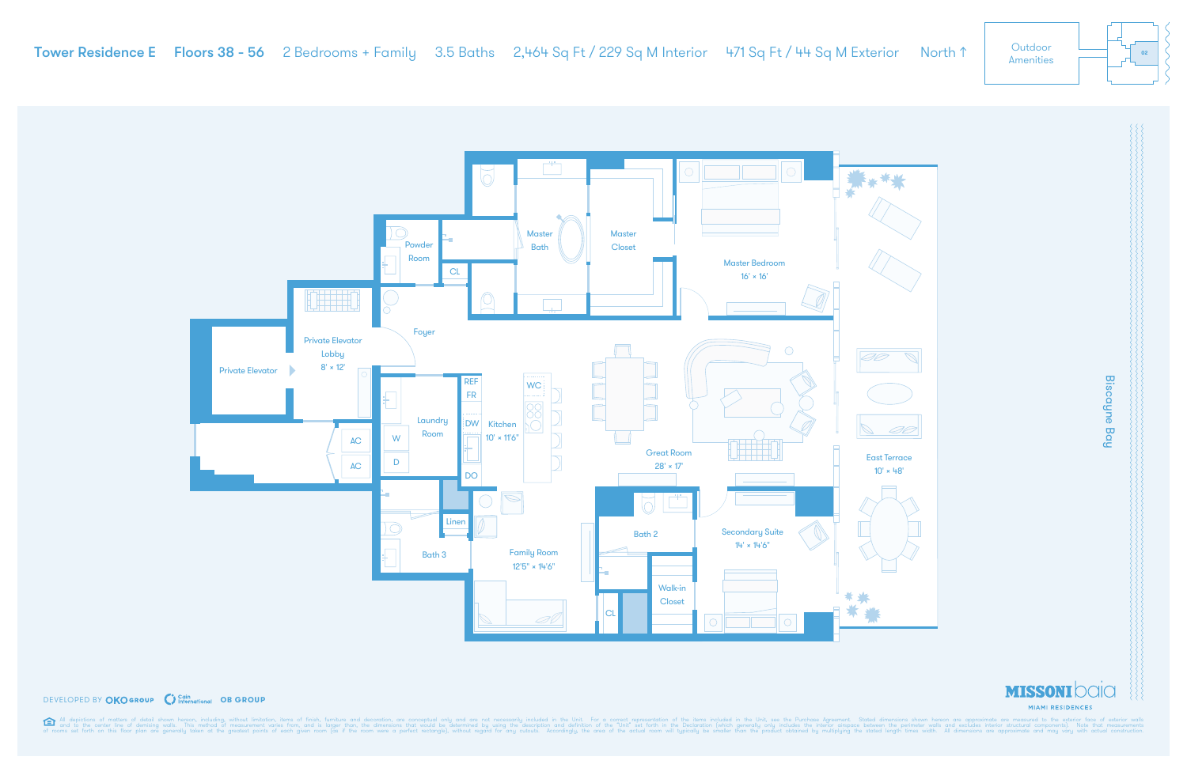**Tower Residence E** | **Floors 38 - 56** | 2 Bedrooms + Family | 3.5 Baths | 2,464 Sq Ft / 229 Sq M Interior | 471 Sq Ft / 44 Sq M Exterior | North ↑

Outdoor Amenities

02

Master Bath

Master Closet

Master Bedroom
16' × 16'

Powder Room

CL

Private Elevator Lobby
8' × 12'

Private Elevator

Foyer

AC

AC

W

D

Laundry Room

REF

FR

DW

DO

Kitchen
10' × 11'6"

WC

Great Room
28' × 17'

East Terrace
10' × 48'

Biscayne Bay

Linen

Bath 3

Family Room
12'5" × 14'6"

Bath 2

Walk-in Closet

CL

Secondary Suite
14' × 14'6"

DEVELOPED BY OKO GROUP Cain International OB GROUP

MISSONI baia
MIAMI RESIDENCES

All depictions of matters of detail shown hereon, including, without limitation, items of finish, furniture and decoration, are conceptual only and are not necessarily included in the Unit. For a correct representation of the items included in the Unit, see the Purchase Agreement. Stated dimensions shown hereon are approximate are measured to the exterior face of exterior walls and to the center line of demising walls. This method of measurement varies from, and is larger than, the dimensions that would be determined by using the description and definition of the "Unit" set forth in the Declaration (which generally only includes the interior airspace between the perimeter walls and excludes interior structural components). Note that measurements of rooms set forth on this floor plan are generally taken at the greatest points of each given room (as if the room were a perfect rectangle), without regard for any cutouts. Accordingly, the area of the actual room will typically be smaller than the product obtained by multiplying the stated length times width. All dimensions are approximate and may vary with actual construction.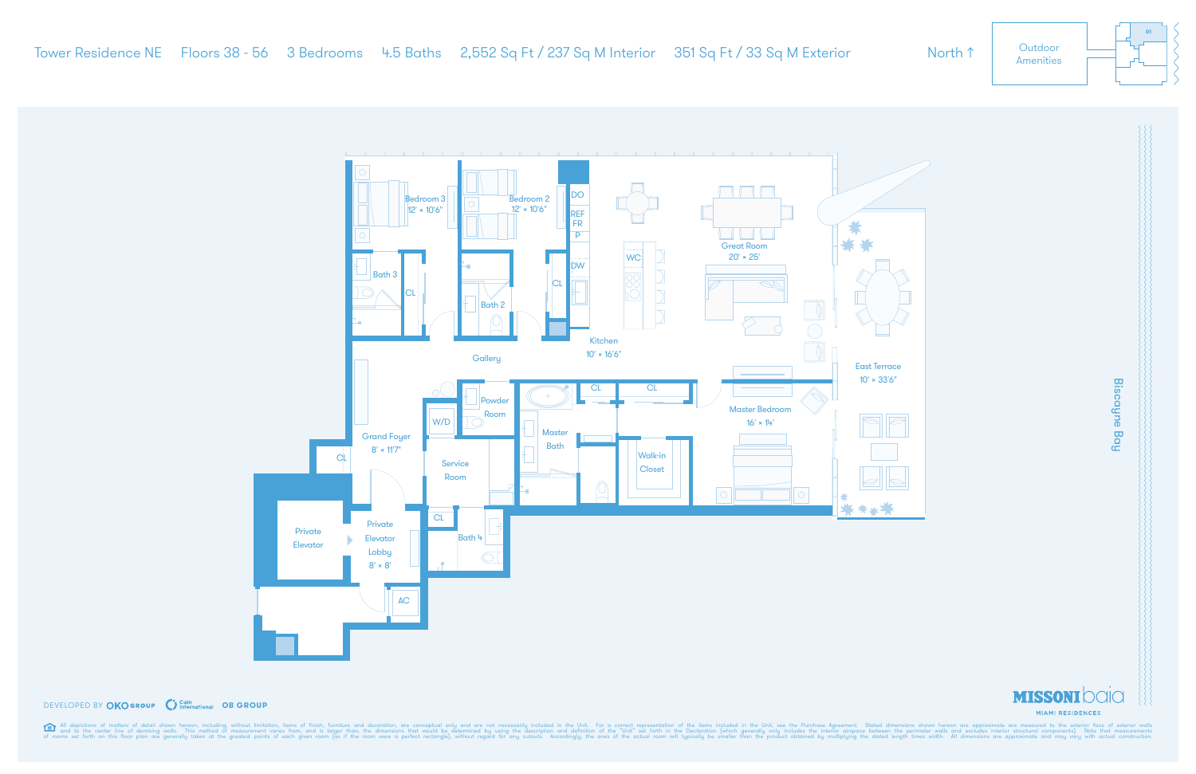Tower Residence NE | Floors 38 - 56 | 3 Bedrooms | 4.5 Baths | 2,552 Sq Ft / 237 Sq M Interior | 351 Sq Ft / 33 Sq M Exterior

North ↑

Outdoor Amenities

01

Bedroom 3
12' × 10'6"

Bedroom 2
12' × 10'6"

DO

REF FR

P

DW

WC

Great Room
20' × 25'

Bath 3

CL

Bath 2

CL

Kitchen
10' × 16'6"

Gallery

East Terrace
10' × 33'6"

Biscayne Bay

Powder Room

CL

CL

W/D

Master Bath

Master Bedroom
16' × 14'

Grand Foyer
8' × 11'7"

Service Room

Walk-in Closet

CL

Private Elevator

Private Elevator Lobby
8' × 8'

CL

Bath 4

AC

DEVELOPED BY OKO GROUP | Cain International | OB GROUP

MISSONI baia
MIAMI RESIDENCES

All depictions of matters of detail shown hereon, including, without limitation, items of finish, furniture and decoration, are conceptual only and are not necessarily included in the Unit. For a correct representation of the items included in the Unit, see the Purchase Agreement. Stated dimensions shown hereon are approximate are measured to the exterior face of exterior walls and to the center line of demising walls. This method of measurement varies from, and is larger than, the dimensions that would be determined by using the description and definition of the "Unit" set forth in the Declaration (which generally only includes the interior airspace between the perimeter walls and excludes interior structural components). Note that measurements of rooms set forth on this floor plan are generally taken at the greatest points of each given room (as if the room were a perfect rectangle), without regard for any cutouts. Accordingly, the area of the actual room will typically be smaller than the product obtained by multiplying the stated length times width. All dimensions are approximate and may vary with actual construction.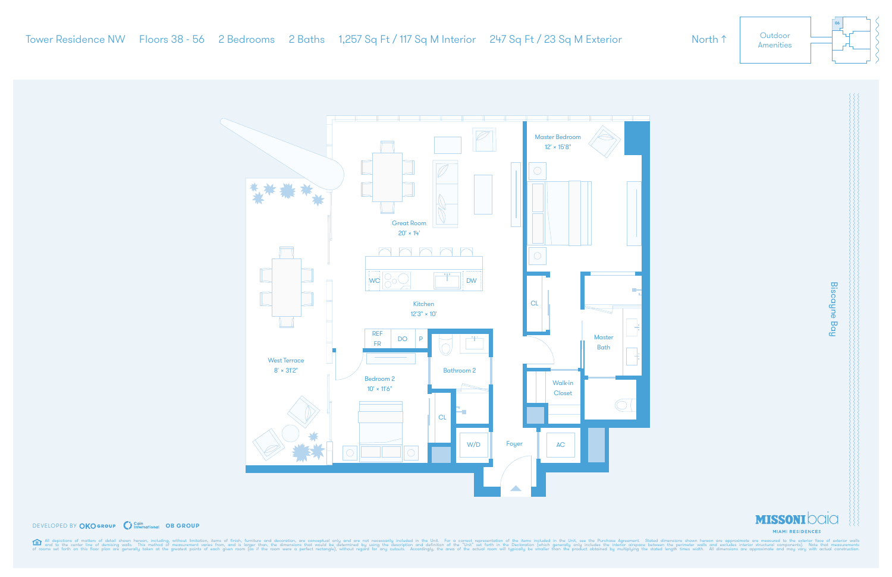Tower Residence NW Floors 38 - 56 2 Bedrooms 2 Baths 1,257 Sq Ft / 117 Sq M Interior 247 Sq Ft / 23 Sq M Exterior

North ↑

Outdoor Amenities

06

Master Bedroom
12' × 15'8"

Great Room
20' × 14'

WC DW

Kitchen
12'3" × 10'

REF FR DO P

CL

Master Bath

West Terrace
8' × 31'2"

Bedroom 2
10' × 11'6"

Bathroom 2

Walk-in Closet

CL

W/D Foyer AC

Biscayne Bay

DEVELOPED BY OKO GROUP Cain International OB GROUP

MISSONI baia
MIAMI RESIDENCES

All depictions of matters of detail shown hereon, including, without limitation, items of finish, furniture and decoration, are conceptual only and are not necessarily included in the Unit. For a correct representation of the items included in the Unit, see the Purchase Agreement. Stated dimensions shown hereon are approximate are measured to the exterior face of exterior walls and to the center line of demising walls. This method of measurement varies from, and is larger than, the dimensions that would be determined by using the description and definition of the "Unit" set forth in the Declaration (which generally only includes the interior airspace between the perimeter walls and excludes interior structural components). Note that measurements of rooms set forth on this floor plan are generally taken at the greatest points of each given room (as if the room were a perfect rectangle), without regard for any cutouts. Accordingly, the area of the actual room will typically be smaller than the product obtained by multiplying the stated length times width. All dimensions are approximate and may vary with actual construction.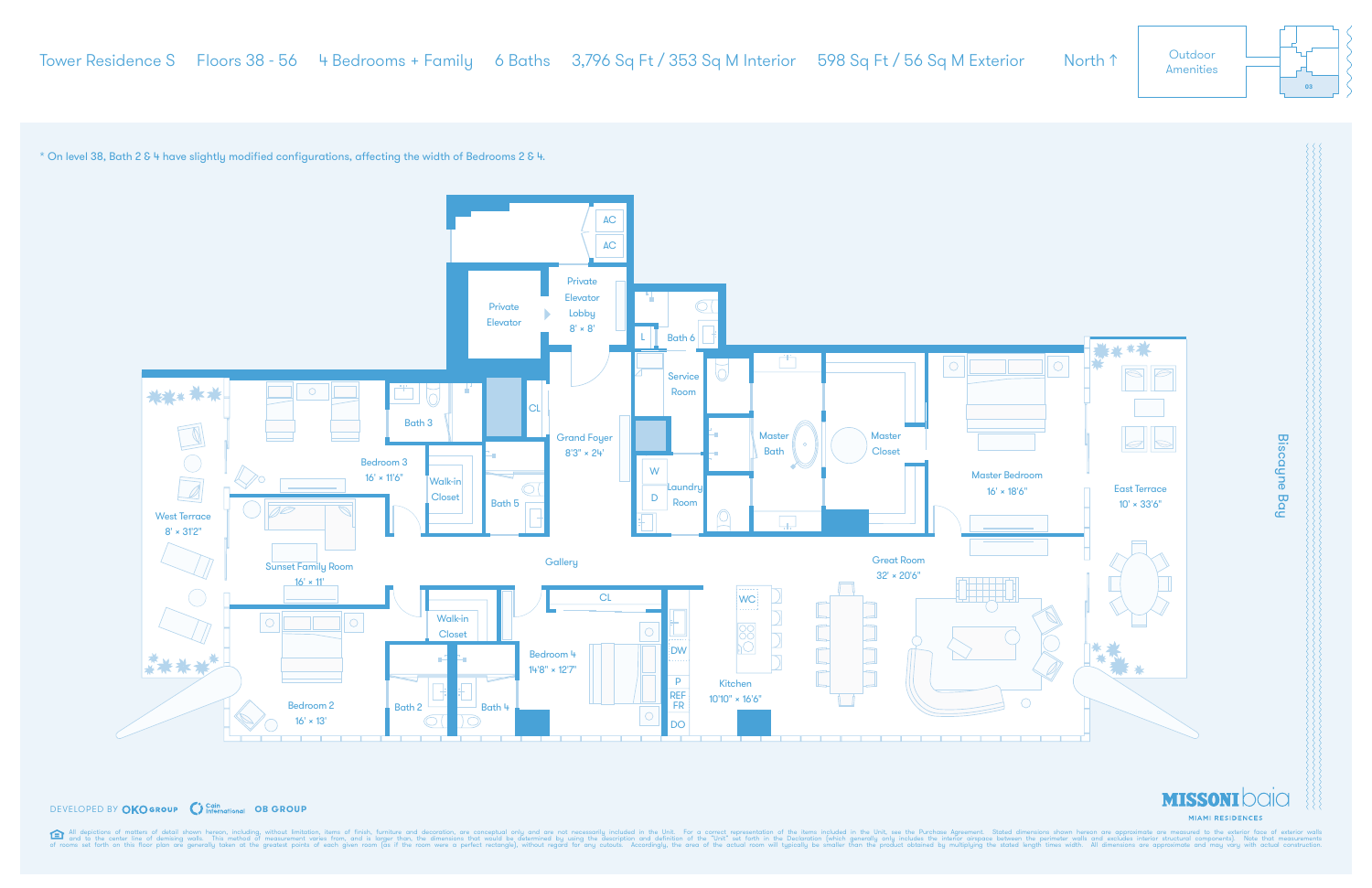Tower Residence S | Floors 38 - 56 | 4 Bedrooms + Family | 6 Baths | 3,796 Sq Ft / 353 Sq M Interior | 598 Sq Ft / 56 Sq M Exterior | North ↑

Outdoor Amenities

03

* On level 38, Bath 2 & 4 have slightly modified configurations, affecting the width of Bedrooms 2 & 4.

AC
AC
Private Elevator
Private Elevator Lobby
8' × 8'
L
Bath 6
Service Room
Bath 3
CL
Grand Foyer
8'3" × 24'
Bedroom 3
16' × 11'6"
Walk-in Closet
Bath 5
W
D
Laundry Room
Master Bath
Master Closet
Master Bedroom
16' × 18'6"
East Terrace
10' × 33'6"
West Terrace
8' × 31'2"
Sunset Family Room
16' × 11'
Gallery
Great Room
32' × 20'6"
Biscayne Bay
Walk-in Closet
CL
WC
Bedroom 4
14'8" × 12'7"
DW
P
REF
FR
DO
Kitchen
10'10" × 16'6"
Bedroom 2
16' × 13'
Bath 2
Bath 4

DEVELOPED BY OKO GROUP | Cain International | OB GROUP

MISSONI baia
MIAMI RESIDENCES

All depictions of matters of detail shown hereon, including, without limitation, items of finish, furniture and decoration, are conceptual only and are not necessarily included in the Unit. For a correct representation of the items included in the Unit, see the Purchase Agreement. Stated dimensions shown hereon are approximate are measured to the exterior face of exterior walls and to the center line of demising walls. This method of measurement varies from, and is larger than, the dimensions that would be determined by using the description and definition of the "Unit" set forth in the Declaration (which generally only includes the interior airspace between the perimeter walls and excludes interior structural components). Note that measurements of rooms set forth on this floor plan are generally taken at the greatest points of each given room (as if the room were a perfect rectangle), without regard for any cutouts. Accordingly, the area of the actual room will typically be smaller than the product obtained by multiplying the stated length times width. All dimensions are approximate and may vary with actual construction.